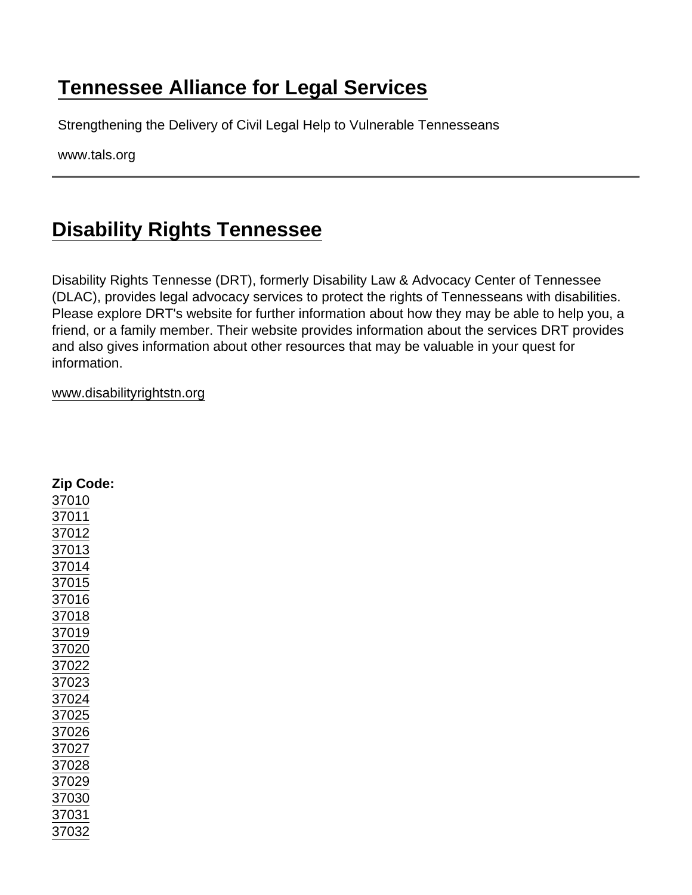# Tennessee Alliance for Legal Services

Strengthening the Delivery of Civil Legal Help to Vulnerable Tennesseans

www.tals.org

---

## Disability Rights Tennessee

Disability Rights Tennesse (DRT), formerly Disability Law & Advocacy Center of Tennessee (DLAC), provides legal advocacy services to protect the rights of Tennesseans with disabilities. Please explore DRT's website for further information about how they may be able to help you, a friend, or a family member. Their website provides information about the services DRT provides and also gives information about other resources that may be valuable in your quest for information.

www.disabilityrightstn.org

**Zip Code:**
37010
37011
37012
37013
37014
37015
37016
37018
37019
37020
37022
37023
37024
37025
37026
37027
37028
37029
37030
37031
37032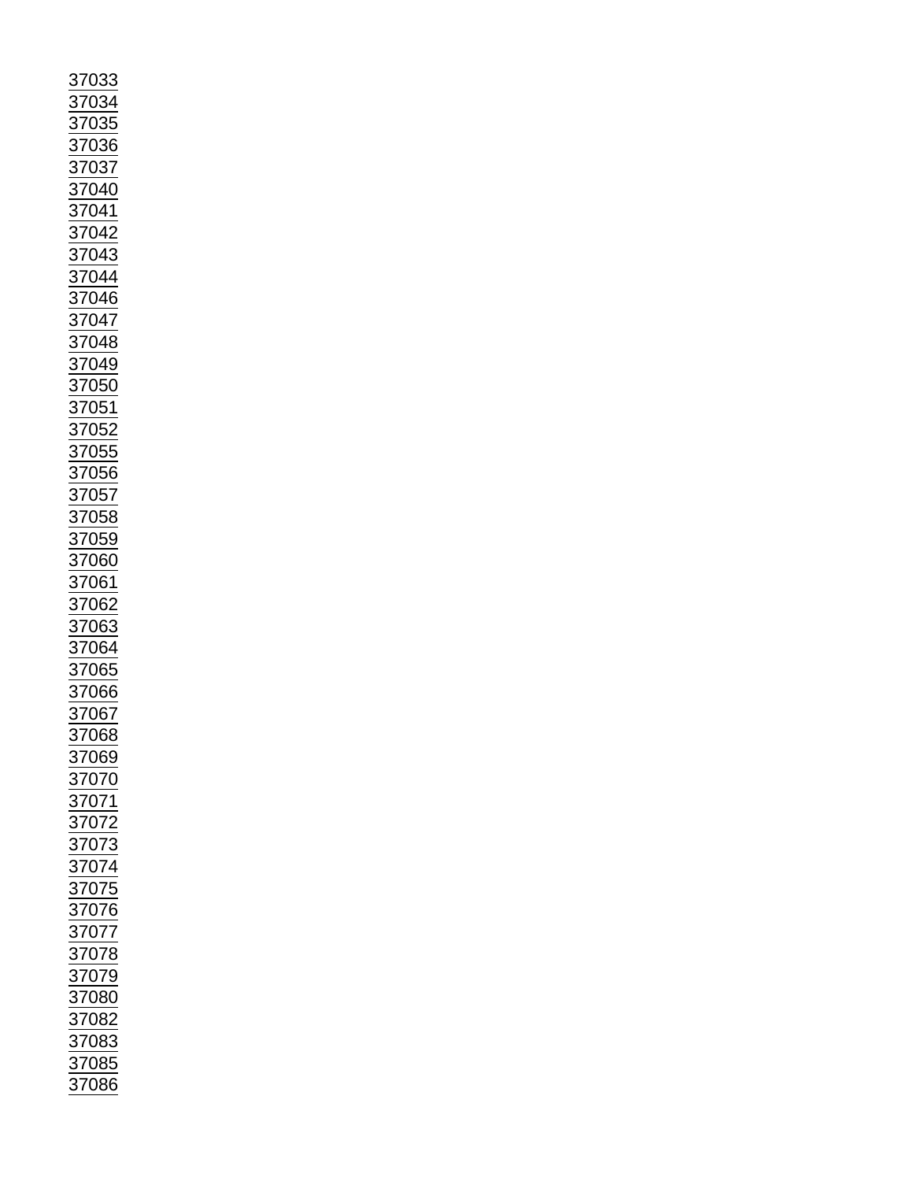37033
37034
37035
37036
37037
37040
37041
37042
37043
37044
37046
37047
37048
37049
37050
37051
37052
37055
37056
37057
37058
37059
37060
37061
37062
37063
37064
37065
37066
37067
37068
37069
37070
37071
37072
37073
37074
37075
37076
37077
37078
37079
37080
37082
37083
37085
37086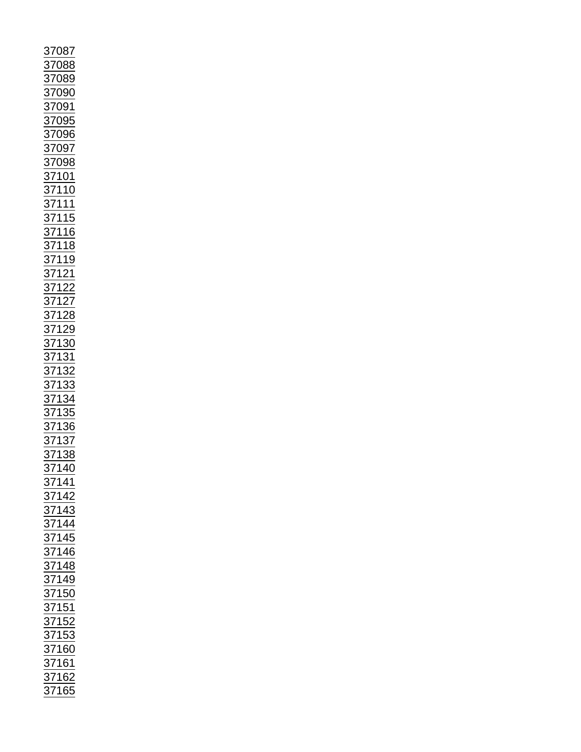37087
37088
37089
37090
37091
37095
37096
37097
37098
37101
37110
37111
37115
37116
37118
37119
37121
37122
37127
37128
37129
37130
37131
37132
37133
37134
37135
37136
37137
37138
37140
37141
37142
37143
37144
37145
37146
37148
37149
37150
37151
37152
37153
37160
37161
37162
37165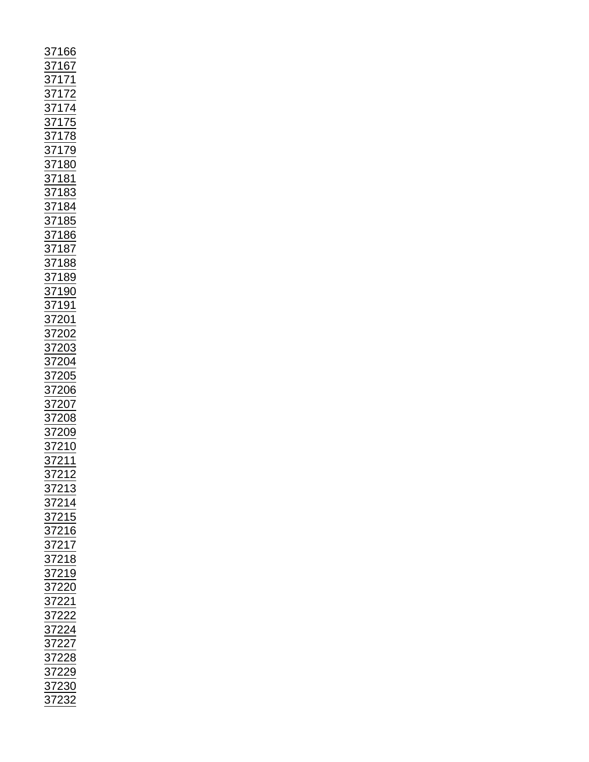37166
37167
37171
37172
37174
37175
37178
37179
37180
37181
37183
37184
37185
37186
37187
37188
37189
37190
37191
37201
37202
37203
37204
37205
37206
37207
37208
37209
37210
37211
37212
37213
37214
37215
37216
37217
37218
37219
37220
37221
37222
37224
37227
37228
37229
37230
37232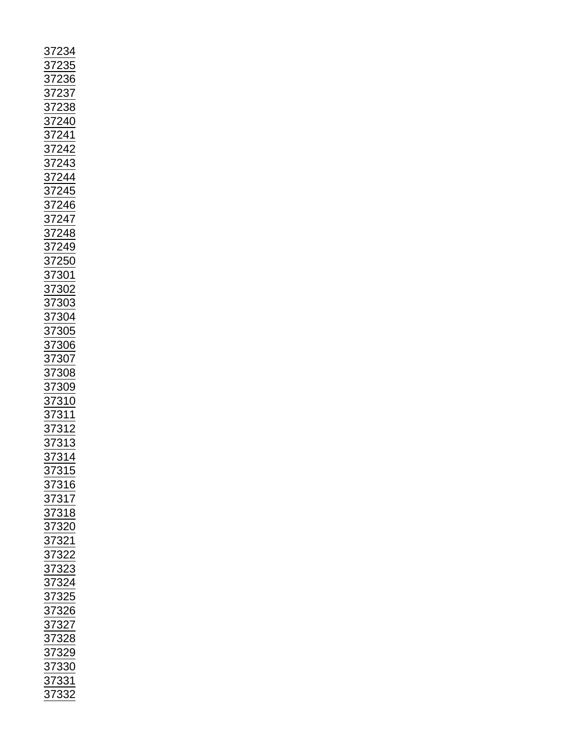37234
37235
37236
37237
37238
37240
37241
37242
37243
37244
37245
37246
37247
37248
37249
37250
37301
37302
37303
37304
37305
37306
37307
37308
37309
37310
37311
37312
37313
37314
37315
37316
37317
37318
37320
37321
37322
37323
37324
37325
37326
37327
37328
37329
37330
37331
37332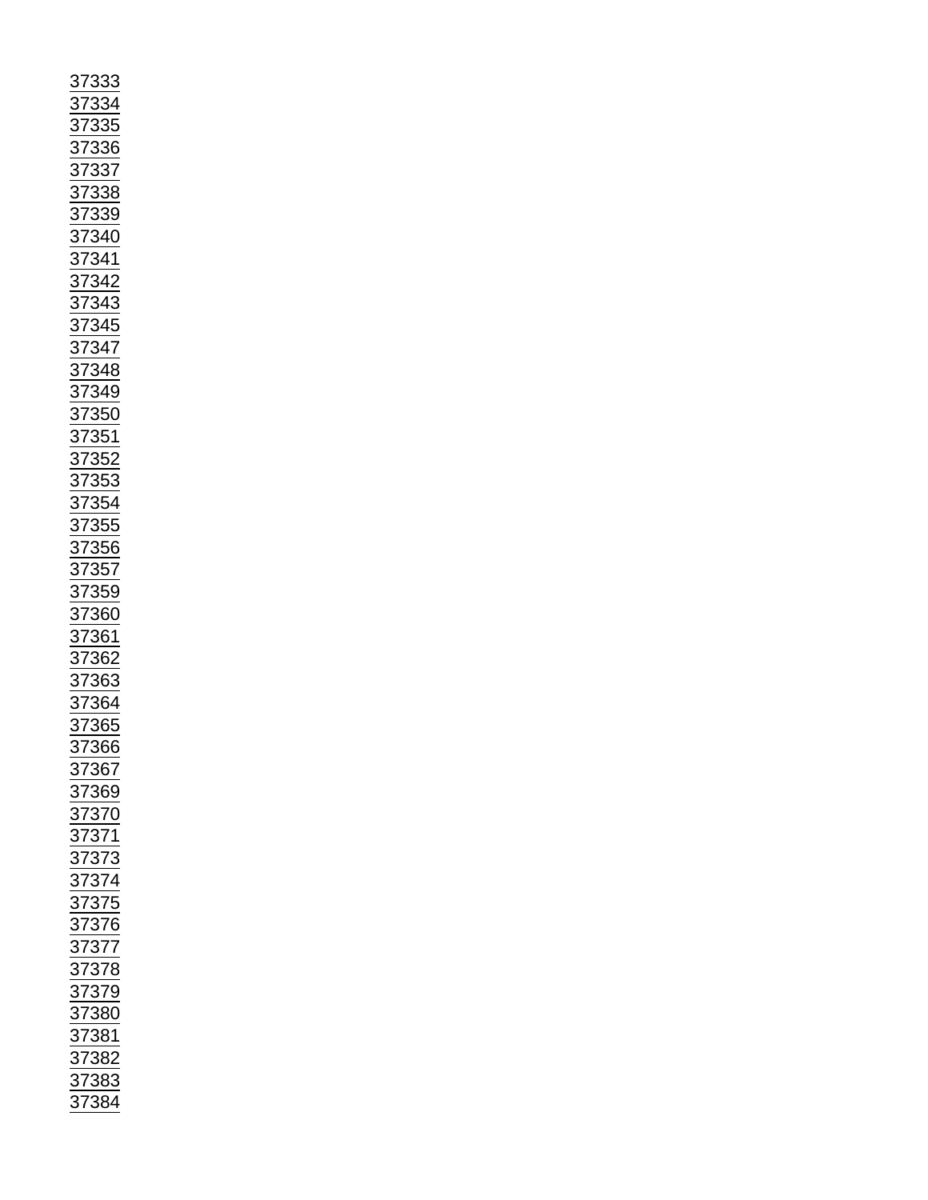37333
37334
37335
37336
37337
37338
37339
37340
37341
37342
37343
37345
37347
37348
37349
37350
37351
37352
37353
37354
37355
37356
37357
37359
37360
37361
37362
37363
37364
37365
37366
37367
37369
37370
37371
37373
37374
37375
37376
37377
37378
37379
37380
37381
37382
37383
37384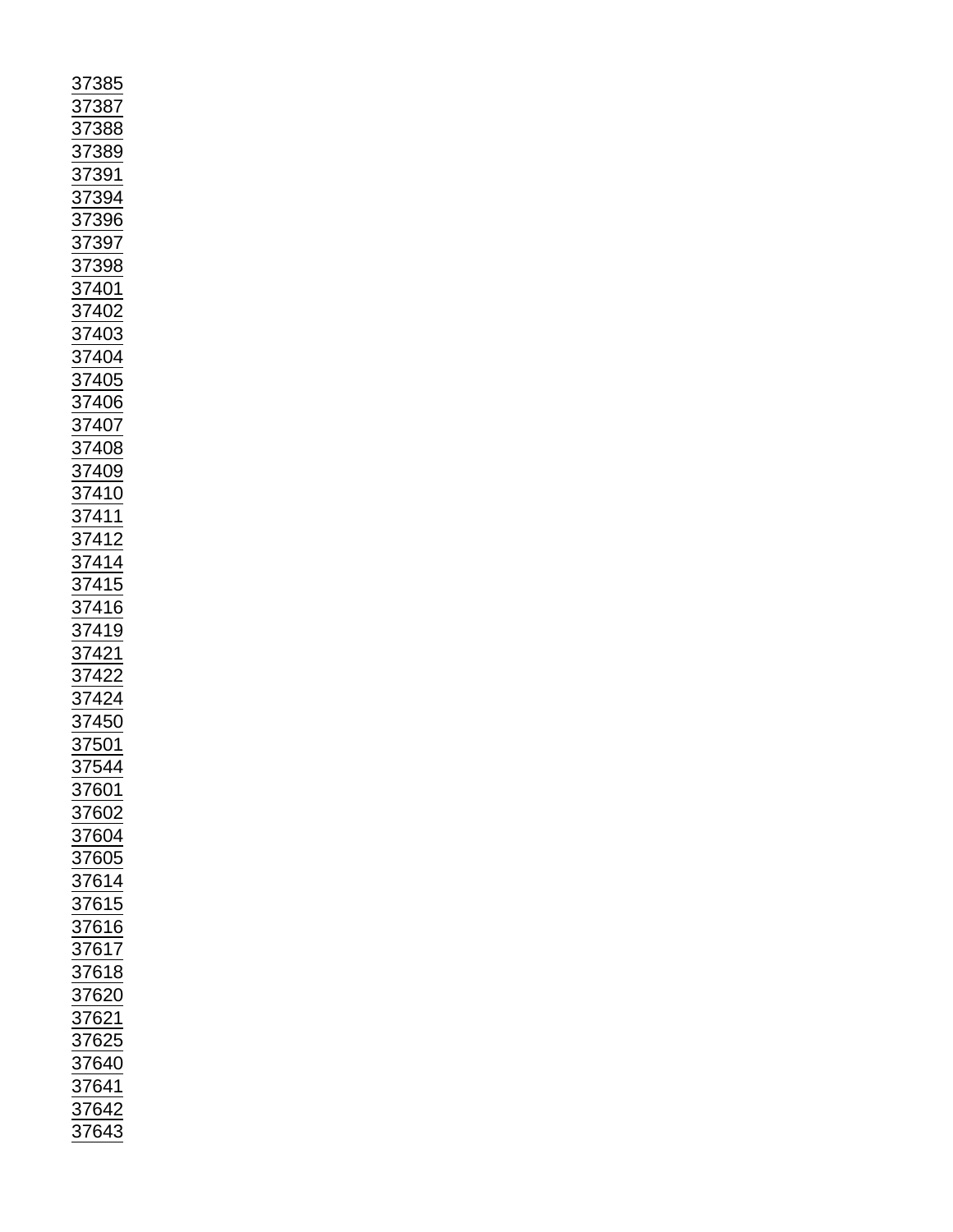37385
37387
37388
37389
37391
37394
37396
37397
37398
37401
37402
37403
37404
37405
37406
37407
37408
37409
37410
37411
37412
37414
37415
37416
37419
37421
37422
37424
37450
37501
37544
37601
37602
37604
37605
37614
37615
37616
37617
37618
37620
37621
37625
37640
37641
37642
37643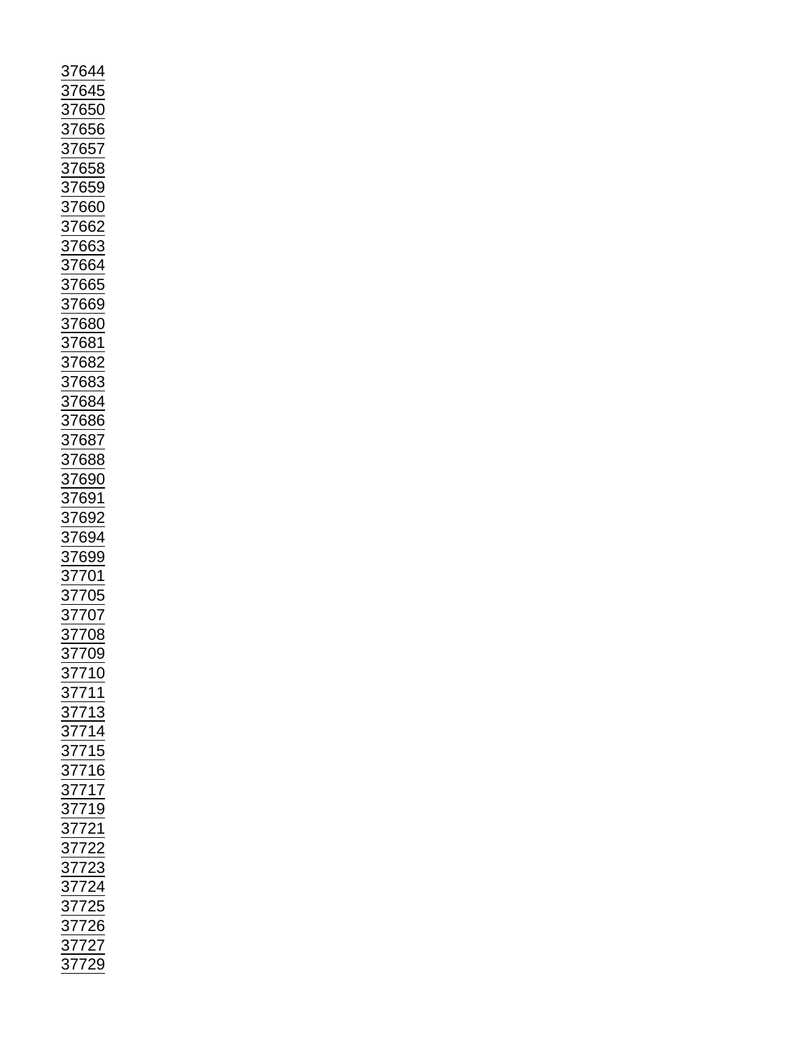37644
37645
37650
37656
37657
37658
37659
37660
37662
37663
37664
37665
37669
37680
37681
37682
37683
37684
37686
37687
37688
37690
37691
37692
37694
37699
37701
37705
37707
37708
37709
37710
37711
37713
37714
37715
37716
37717
37719
37721
37722
37723
37724
37725
37726
37727
37729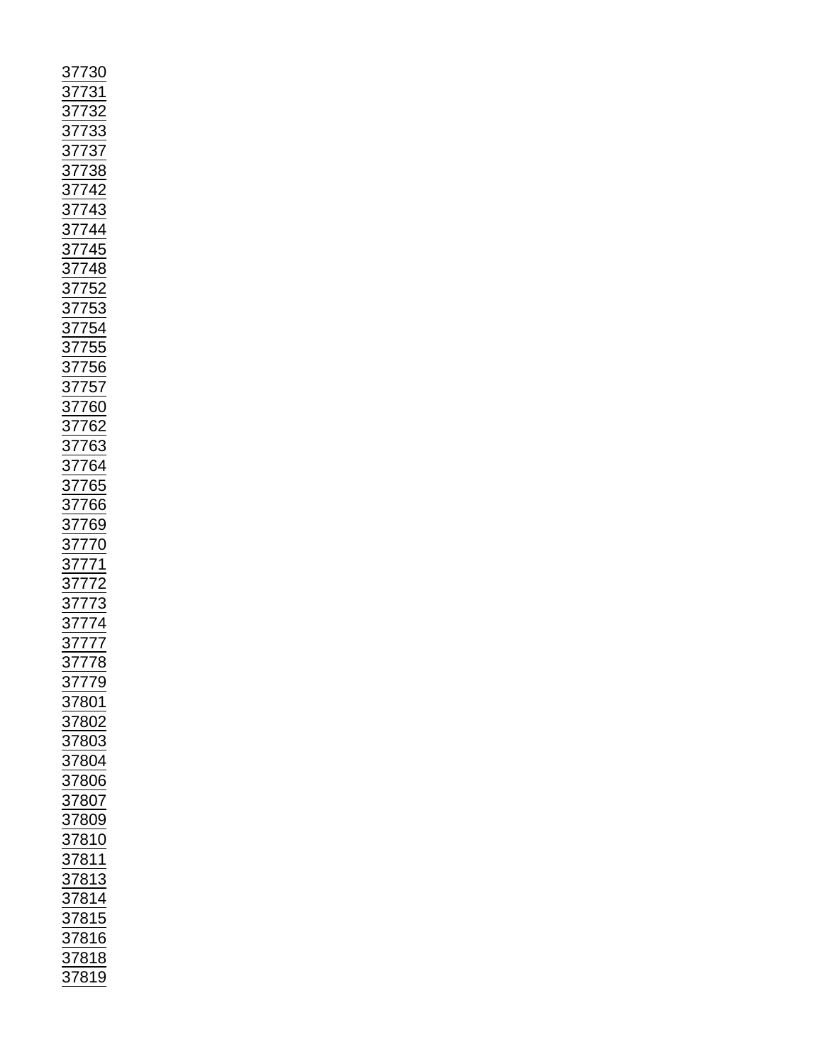37730
37731
37732
37733
37737
37738
37742
37743
37744
37745
37748
37752
37753
37754
37755
37756
37757
37760
37762
37763
37764
37765
37766
37769
37770
37771
37772
37773
37774
37777
37778
37779
37801
37802
37803
37804
37806
37807
37809
37810
37811
37813
37814
37815
37816
37818
37819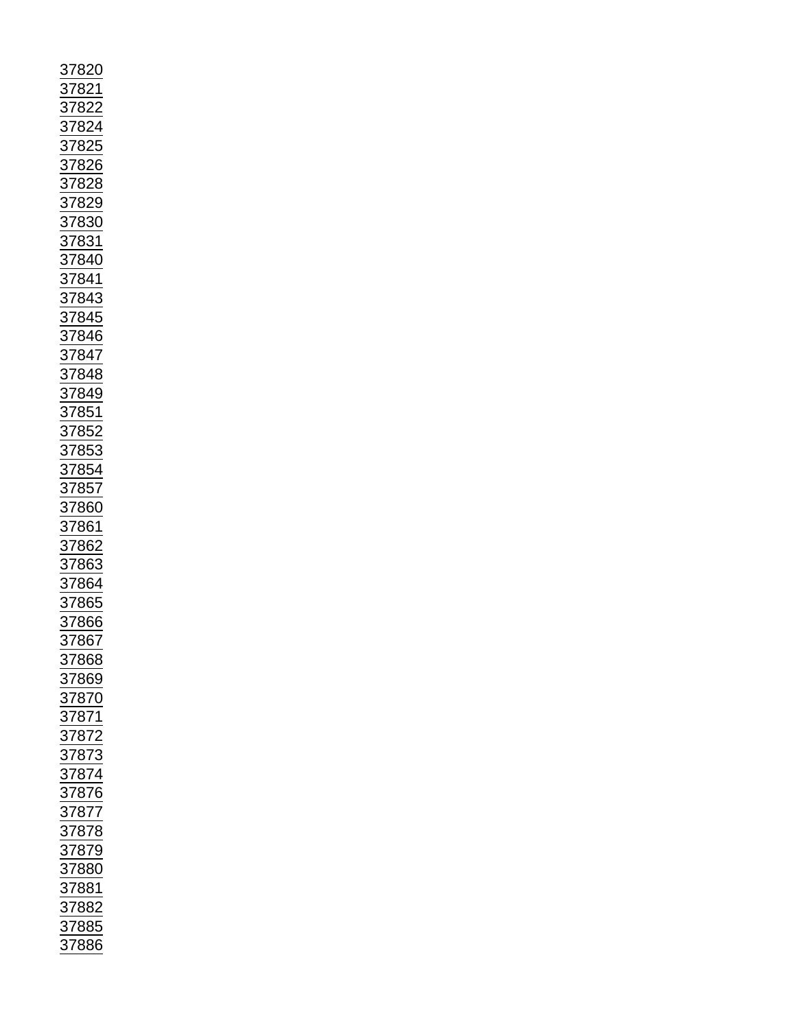37820
37821
37822
37824
37825
37826
37828
37829
37830
37831
37840
37841
37843
37845
37846
37847
37848
37849
37851
37852
37853
37854
37857
37860
37861
37862
37863
37864
37865
37866
37867
37868
37869
37870
37871
37872
37873
37874
37876
37877
37878
37879
37880
37881
37882
37885
37886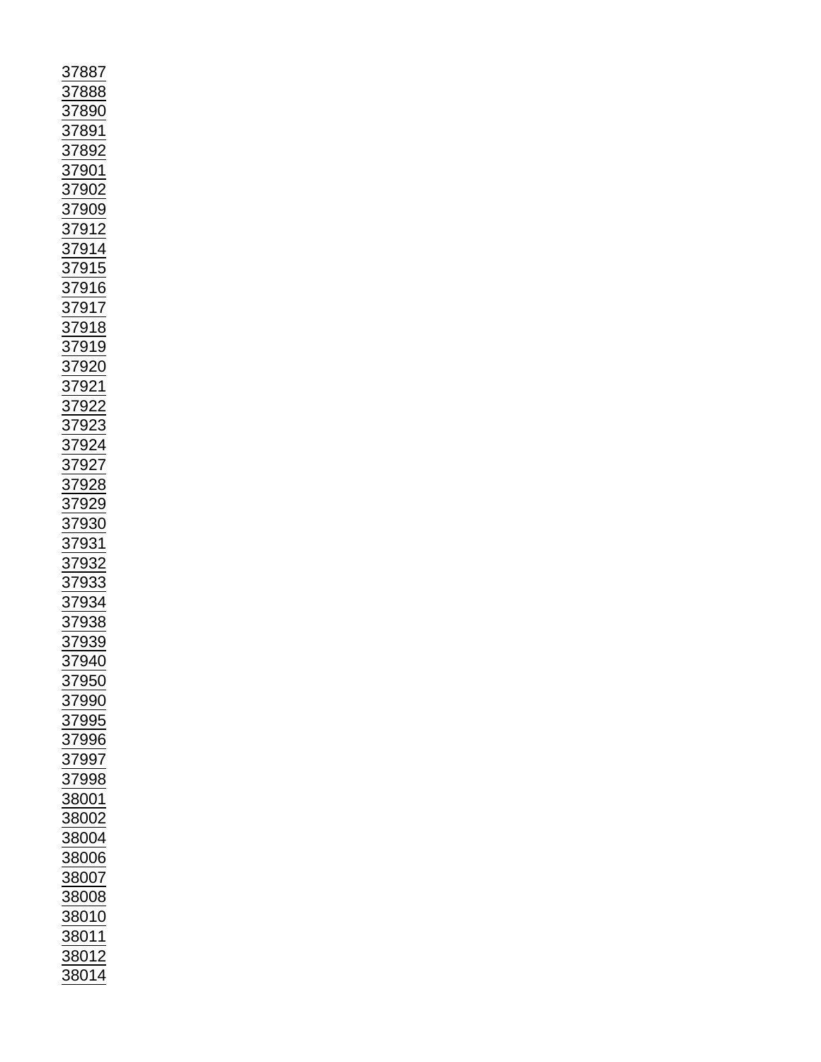37887
37888
37890
37891
37892
37901
37902
37909
37912
37914
37915
37916
37917
37918
37919
37920
37921
37922
37923
37924
37927
37928
37929
37930
37931
37932
37933
37934
37938
37939
37940
37950
37990
37995
37996
37997
37998
38001
38002
38004
38006
38007
38008
38010
38011
38012
38014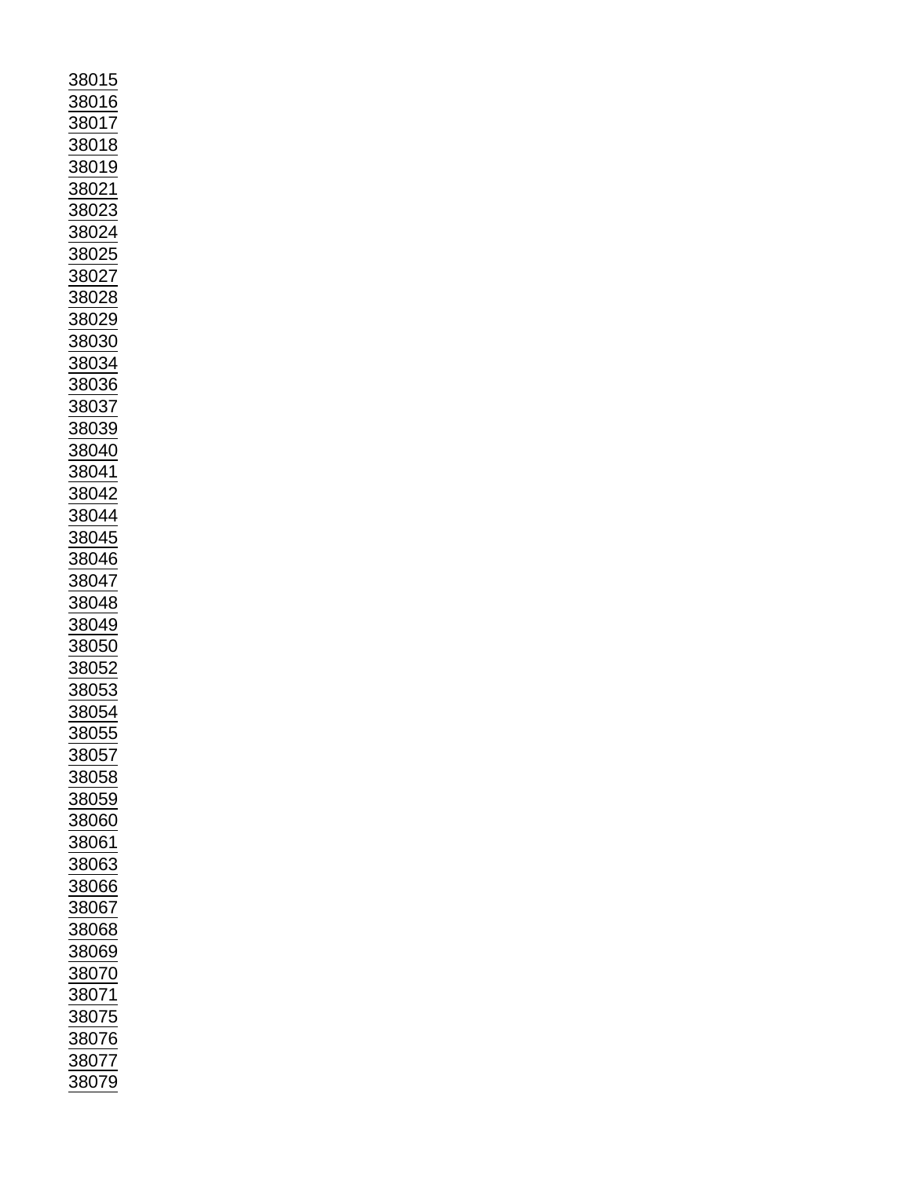38015
38016
38017
38018
38019
38021
38023
38024
38025
38027
38028
38029
38030
38034
38036
38037
38039
38040
38041
38042
38044
38045
38046
38047
38048
38049
38050
38052
38053
38054
38055
38057
38058
38059
38060
38061
38063
38066
38067
38068
38069
38070
38071
38075
38076
38077
38079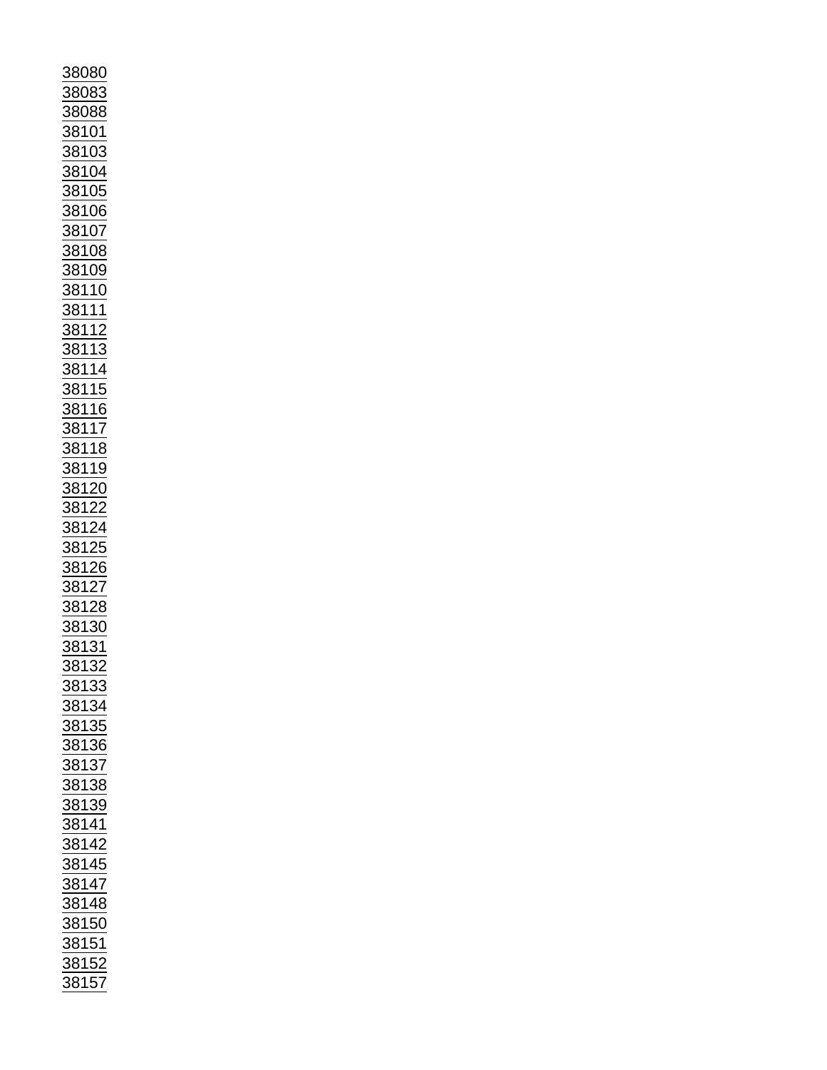38080
38083
38088
38101
38103
38104
38105
38106
38107
38108
38109
38110
38111
38112
38113
38114
38115
38116
38117
38118
38119
38120
38122
38124
38125
38126
38127
38128
38130
38131
38132
38133
38134
38135
38136
38137
38138
38139
38141
38142
38145
38147
38148
38150
38151
38152
38157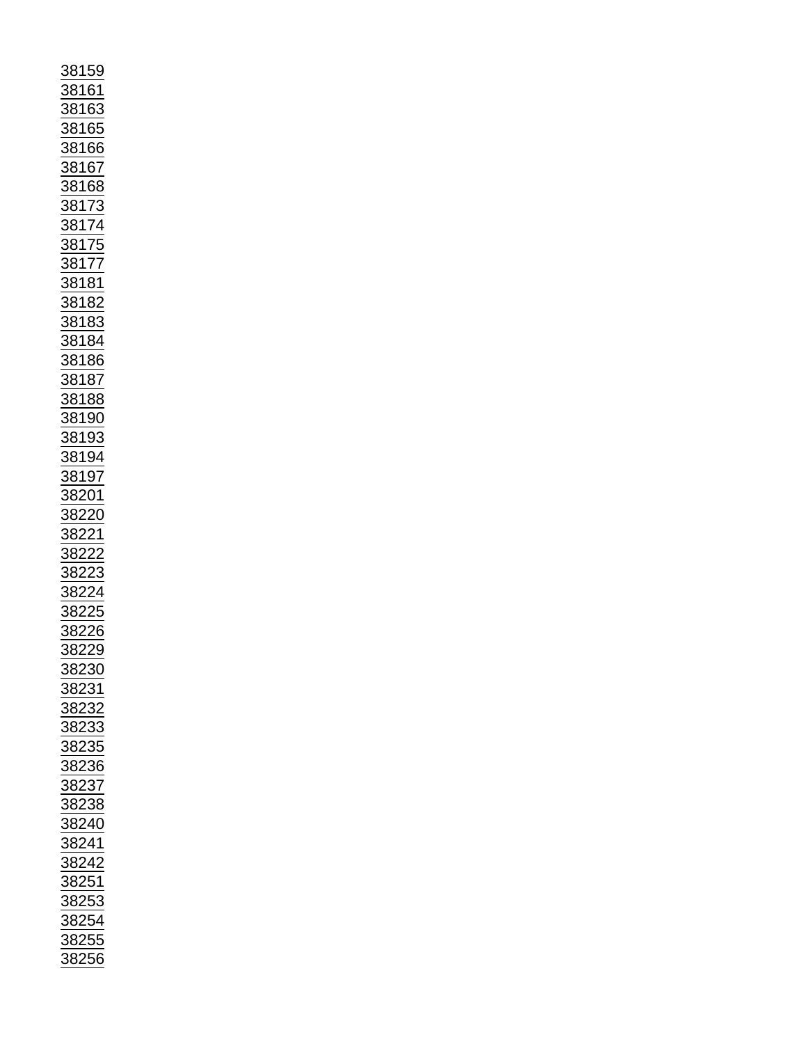38159
38161
38163
38165
38166
38167
38168
38173
38174
38175
38177
38181
38182
38183
38184
38186
38187
38188
38190
38193
38194
38197
38201
38220
38221
38222
38223
38224
38225
38226
38229
38230
38231
38232
38233
38235
38236
38237
38238
38240
38241
38242
38251
38253
38254
38255
38256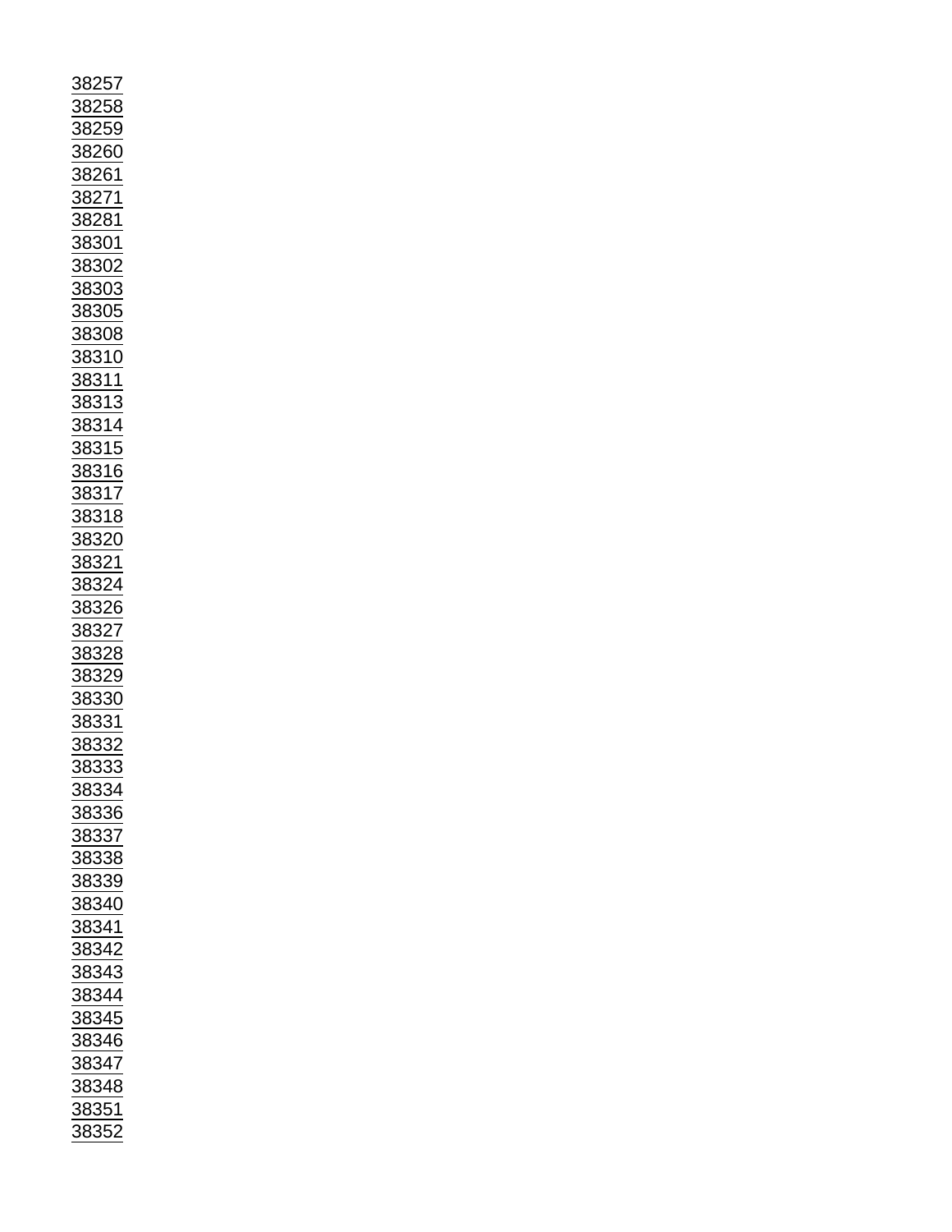38257
38258
38259
38260
38261
38271
38281
38301
38302
38303
38305
38308
38310
38311
38313
38314
38315
38316
38317
38318
38320
38321
38324
38326
38327
38328
38329
38330
38331
38332
38333
38334
38336
38337
38338
38339
38340
38341
38342
38343
38344
38345
38346
38347
38348
38351
38352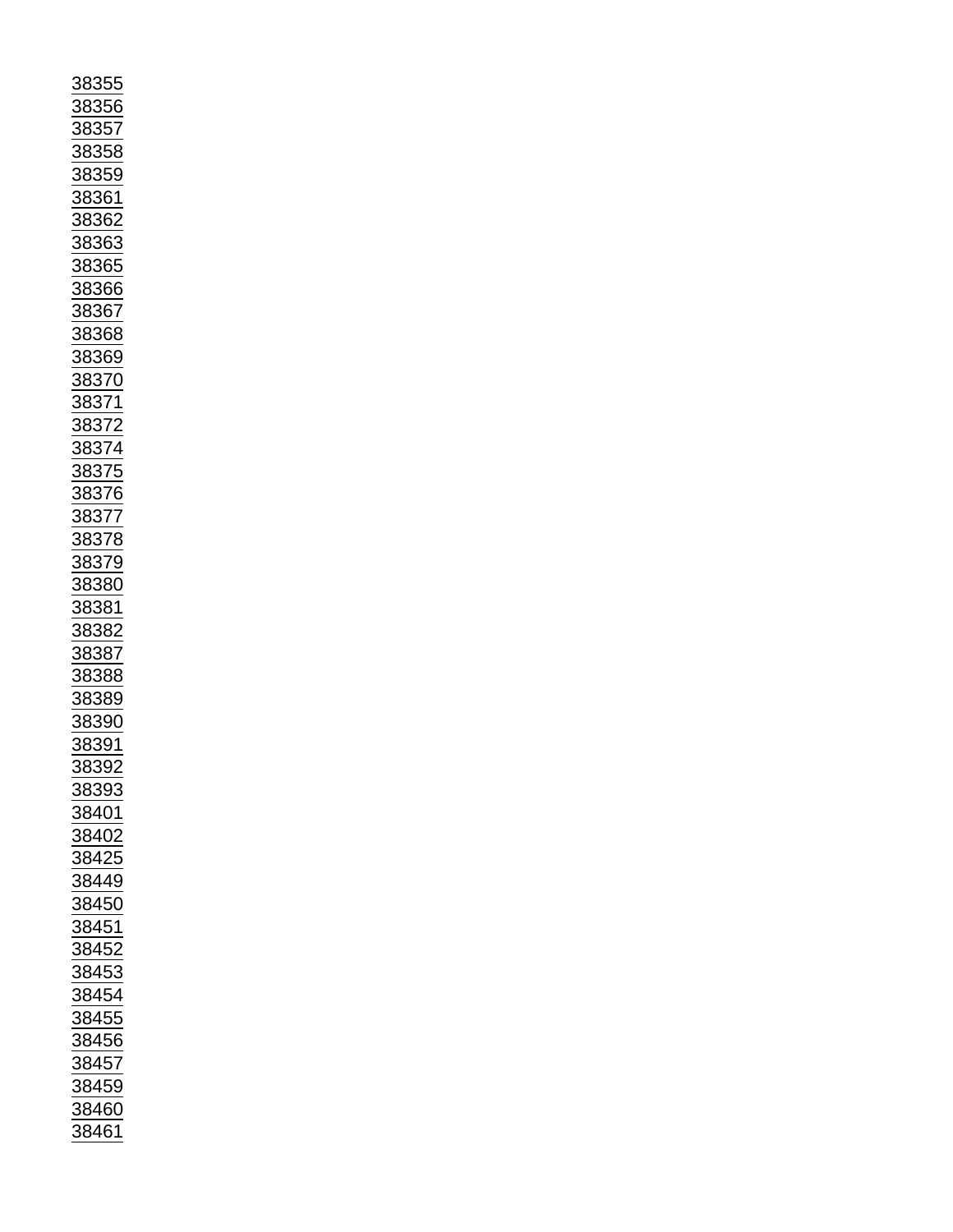38355
38356
38357
38358
38359
38361
38362
38363
38365
38366
38367
38368
38369
38370
38371
38372
38374
38375
38376
38377
38378
38379
38380
38381
38382
38387
38388
38389
38390
38391
38392
38393
38401
38402
38425
38449
38450
38451
38452
38453
38454
38455
38456
38457
38459
38460
38461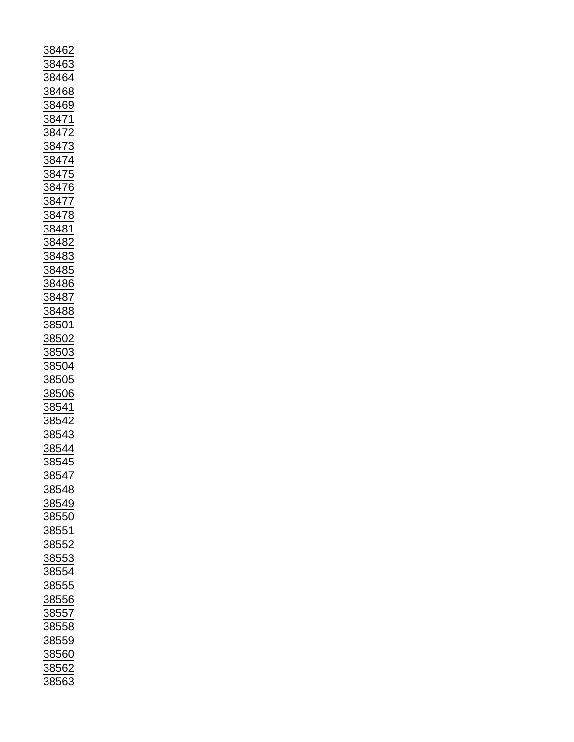38462
38463
38464
38468
38469
38471
38472
38473
38474
38475
38476
38477
38478
38481
38482
38483
38485
38486
38487
38488
38501
38502
38503
38504
38505
38506
38541
38542
38543
38544
38545
38547
38548
38549
38550
38551
38552
38553
38554
38555
38556
38557
38558
38559
38560
38562
38563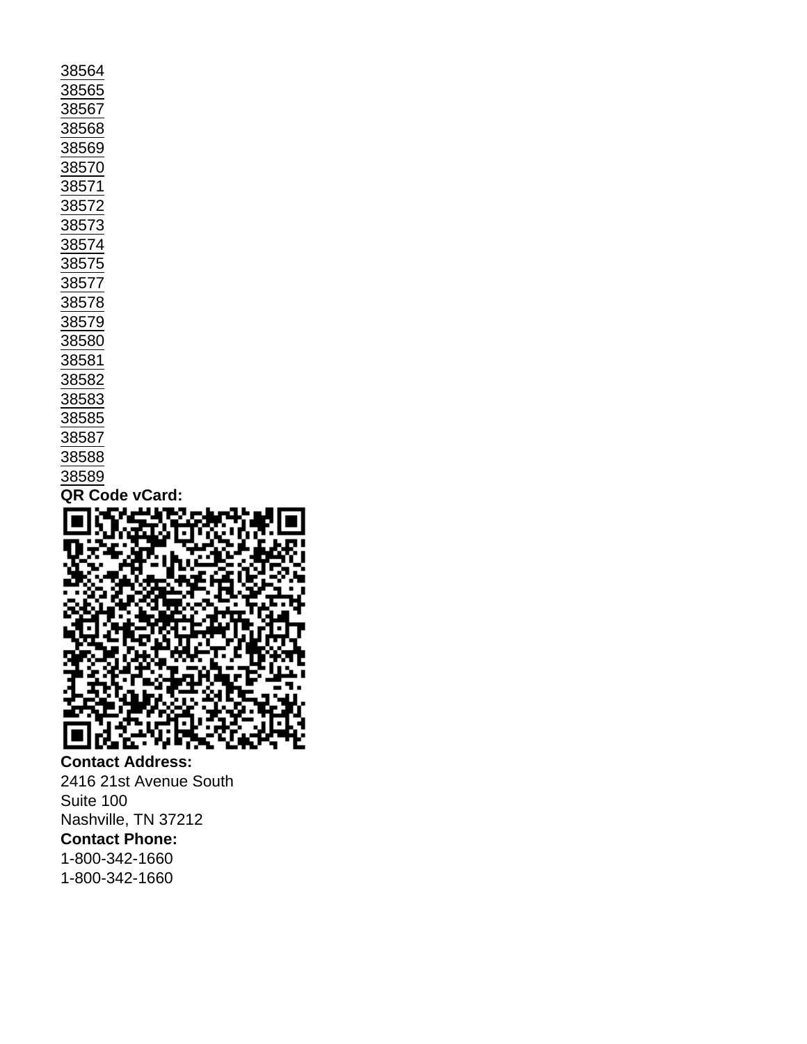38564
38565
38567
38568
38569
38570
38571
38572
38573
38574
38575
38577
38578
38579
38580
38581
38582
38583
38585
38587
38588
38589

**QR Code vCard:**

**Contact Address:**
2416 21st Avenue South
Suite 100
Nashville, TN 37212

**Contact Phone:**
1-800-342-1660
1-800-342-1660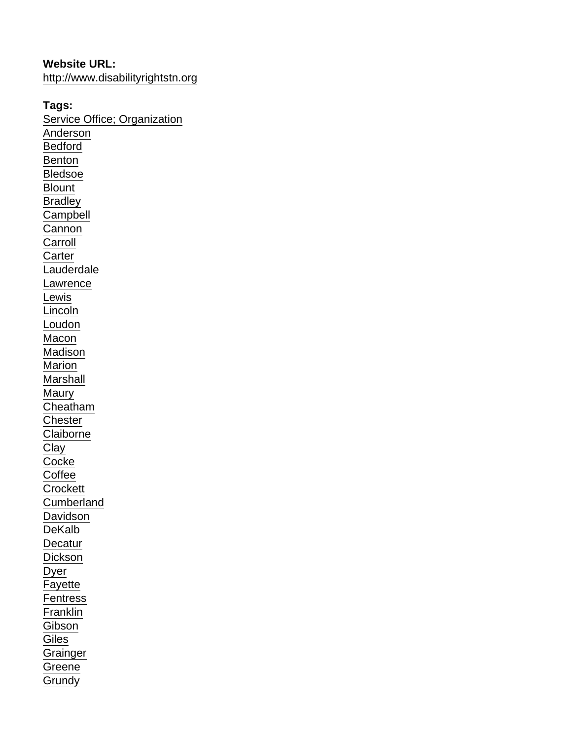**Website URL:**
http://www.disabilityrightstn.org

**Tags:**
Service Office; Organization
Anderson
Bedford
Benton
Bledsoe
Blount
Bradley
Campbell
Cannon
Carroll
Carter
Lauderdale
Lawrence
Lewis
Lincoln
Loudon
Macon
Madison
Marion
Marshall
Maury
Cheatham
Chester
Claiborne
Clay
Cocke
Coffee
Crockett
Cumberland
Davidson
DeKalb
Decatur
Dickson
Dyer
Fayette
Fentress
Franklin
Gibson
Giles
Grainger
Greene
Grundy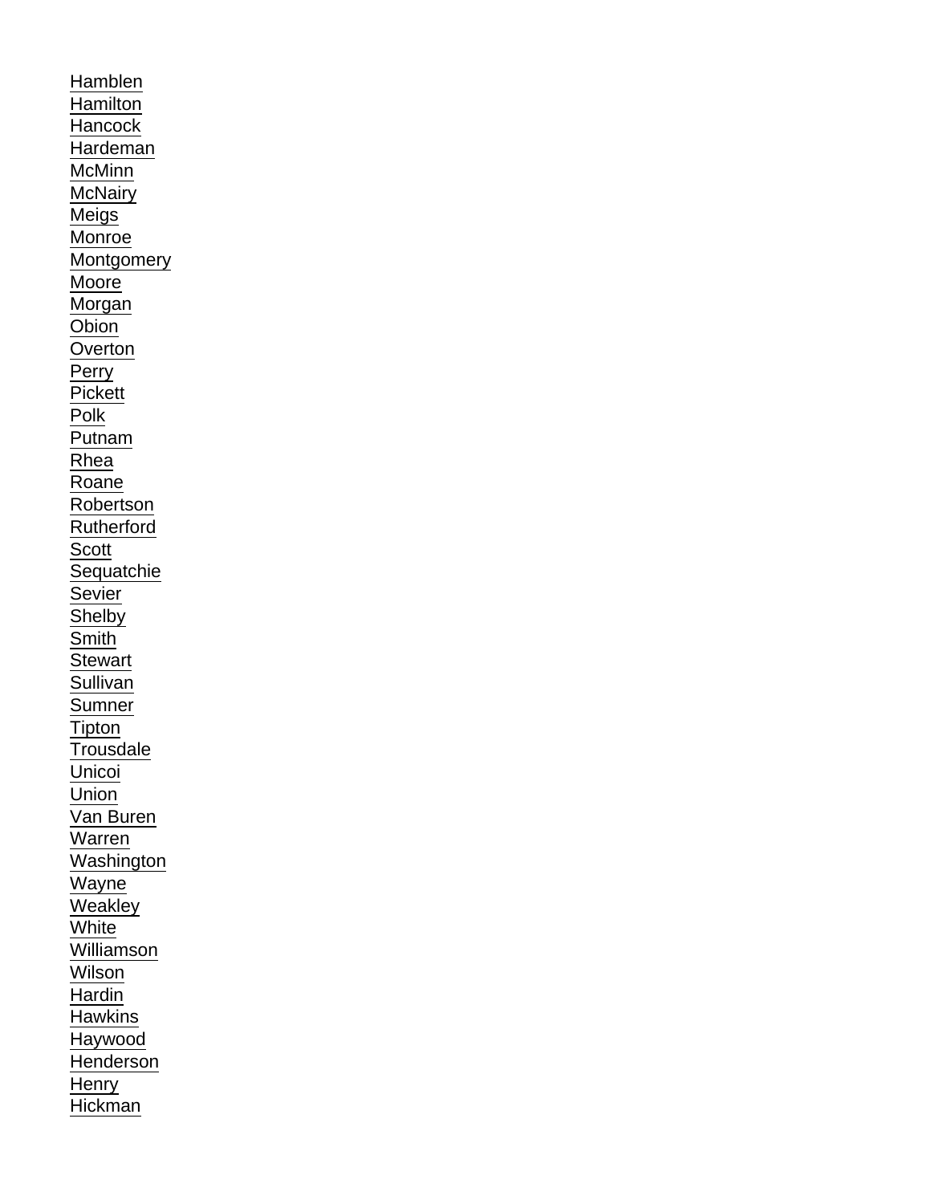Hamblen
Hamilton
Hancock
Hardeman
McMinn
McNairy
Meigs
Monroe
Montgomery
Moore
Morgan
Obion
Overton
Perry
Pickett
Polk
Putnam
Rhea
Roane
Robertson
Rutherford
Scott
Sequatchie
Sevier
Shelby
Smith
Stewart
Sullivan
Sumner
Tipton
Trousdale
Unicoi
Union
Van Buren
Warren
Washington
Wayne
Weakley
White
Williamson
Wilson
Hardin
Hawkins
Haywood
Henderson
Henry
Hickman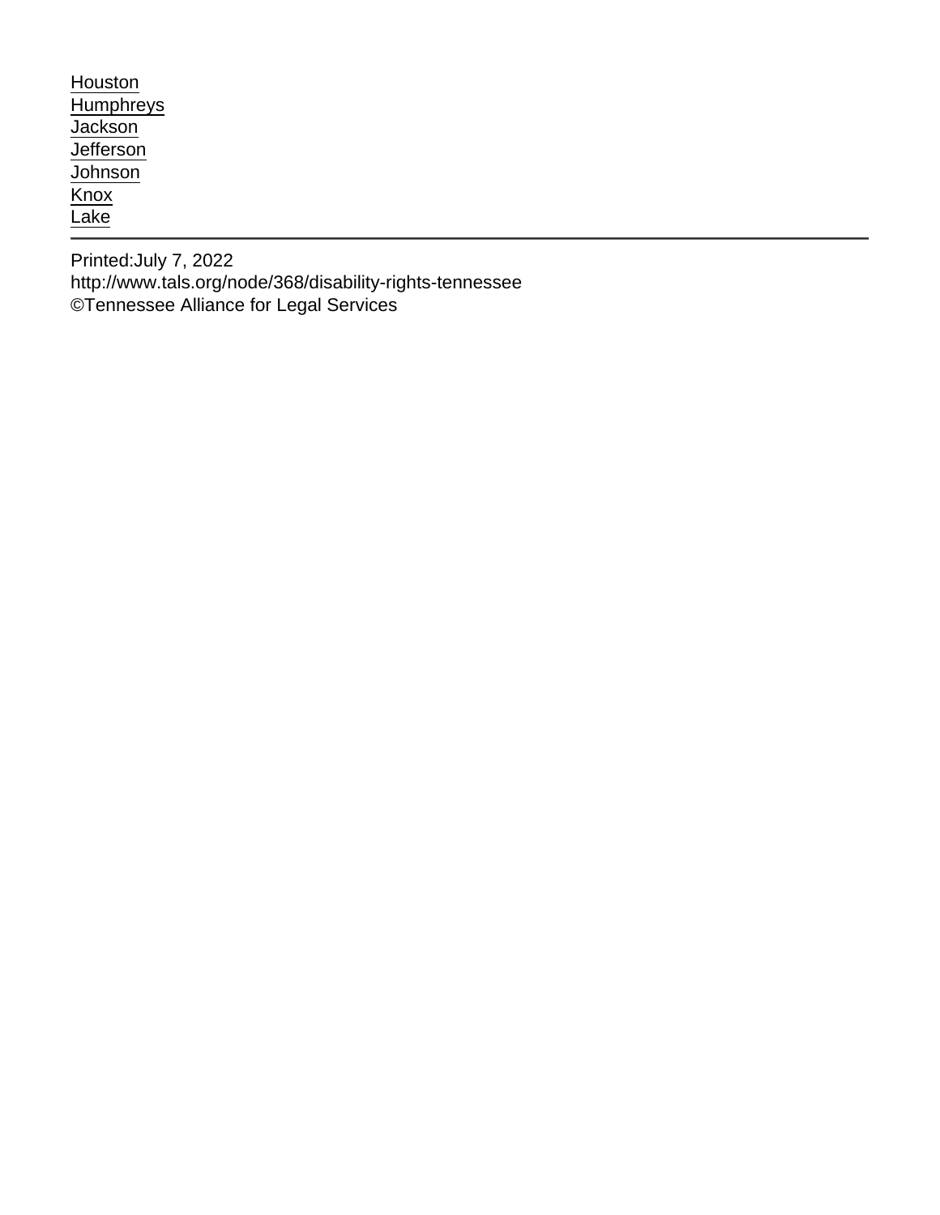[Houston]
[Humphreys]
[Jackson]
[Jefferson]
[Johnson]
[Knox]
[Lake]

---

Printed:July 7, 2022
http://www.tals.org/node/368/disability-rights-tennessee
©Tennessee Alliance for Legal Services